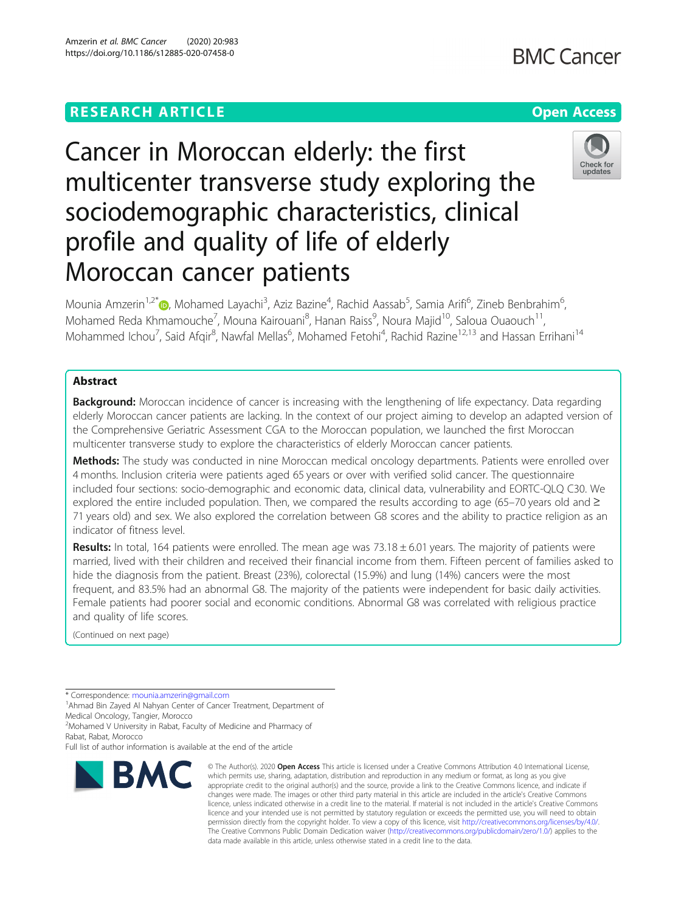RESEARCH ARTICLE

Open Access

# Cancer in Moroccan elderly: the first multicenter transverse study exploring the sociodemographic characteristics, clinical profile and quality of life of elderly Moroccan cancer patients

Mounia Amzerin[1,2*], Mohamed Layachi[3], Aziz Bazine[4], Rachid Aassab[5], Samia Arifi[6], Zineb Benbrahim[6], Mohamed Reda Khmamouche[7], Mouna Kairouani[8], Hanan Raiss[9], Noura Majid[10], Saloua Ouaouch[11], Mohammed Ichou[7], Said Afqir[8], Nawfal Mellas[6], Mohamed Fetohi[4], Rachid Razine[12,13] and Hassan Errihani[14]

## Abstract

**Background:** Moroccan incidence of cancer is increasing with the lengthening of life expectancy. Data regarding elderly Moroccan cancer patients are lacking. In the context of our project aiming to develop an adapted version of the Comprehensive Geriatric Assessment CGA to the Moroccan population, we launched the first Moroccan multicenter transverse study to explore the characteristics of elderly Moroccan cancer patients.

**Methods:** The study was conducted in nine Moroccan medical oncology departments. Patients were enrolled over 4 months. Inclusion criteria were patients aged 65 years or over with verified solid cancer. The questionnaire included four sections: socio-demographic and economic data, clinical data, vulnerability and EORTC-QLQ C30. We explored the entire included population. Then, we compared the results according to age (65–70 years old and ≥ 71 years old) and sex. We also explored the correlation between G8 scores and the ability to practice religion as an indicator of fitness level.

**Results:** In total, 164 patients were enrolled. The mean age was 73.18 ± 6.01 years. The majority of patients were married, lived with their children and received their financial income from them. Fifteen percent of families asked to hide the diagnosis from the patient. Breast (23%), colorectal (15.9%) and lung (14%) cancers were the most frequent, and 83.5% had an abnormal G8. The majority of the patients were independent for basic daily activities. Female patients had poorer social and economic conditions. Abnormal G8 was correlated with religious practice and quality of life scores.

(Continued on next page)

* Correspondence: mounia.amzerin@gmail.com
[1]Ahmad Bin Zayed Al Nahyan Center of Cancer Treatment, Department of Medical Oncology, Tangier, Morocco
[2]Mohamed V University in Rabat, Faculty of Medicine and Pharmacy of Rabat, Rabat, Morocco
Full list of author information is available at the end of the article

© The Author(s). 2020 **Open Access** This article is licensed under a Creative Commons Attribution 4.0 International License, which permits use, sharing, adaptation, distribution and reproduction in any medium or format, as long as you give appropriate credit to the original author(s) and the source, provide a link to the Creative Commons licence, and indicate if changes were made. The images or other third party material in this article are included in the article's Creative Commons licence, unless indicated otherwise in a credit line to the material. If material is not included in the article's Creative Commons licence and your intended use is not permitted by statutory regulation or exceeds the permitted use, you will need to obtain permission directly from the copyright holder. To view a copy of this licence, visit http://creativecommons.org/licenses/by/4.0/. The Creative Commons Public Domain Dedication waiver (http://creativecommons.org/publicdomain/zero/1.0/) applies to the data made available in this article, unless otherwise stated in a credit line to the data.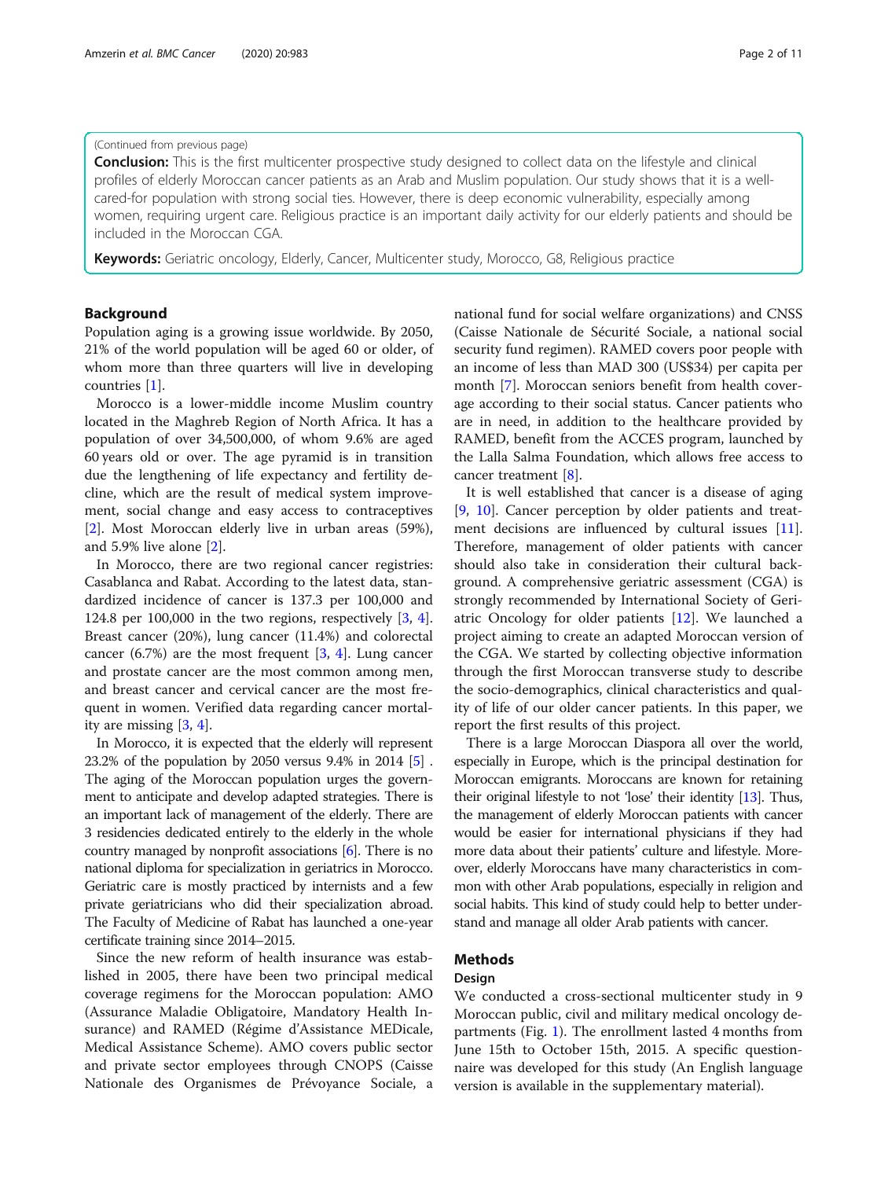(Continued from previous page)

**Conclusion:** This is the first multicenter prospective study designed to collect data on the lifestyle and clinical profiles of elderly Moroccan cancer patients as an Arab and Muslim population. Our study shows that it is a well-cared-for population with strong social ties. However, there is deep economic vulnerability, especially among women, requiring urgent care. Religious practice is an important daily activity for our elderly patients and should be included in the Moroccan CGA.

**Keywords:** Geriatric oncology, Elderly, Cancer, Multicenter study, Morocco, G8, Religious practice

## Background

Population aging is a growing issue worldwide. By 2050, 21% of the world population will be aged 60 or older, of whom more than three quarters will live in developing countries [1].

Morocco is a lower-middle income Muslim country located in the Maghreb Region of North Africa. It has a population of over 34,500,000, of whom 9.6% are aged 60 years old or over. The age pyramid is in transition due the lengthening of life expectancy and fertility decline, which are the result of medical system improvement, social change and easy access to contraceptives [2]. Most Moroccan elderly live in urban areas (59%), and 5.9% live alone [2].

In Morocco, there are two regional cancer registries: Casablanca and Rabat. According to the latest data, standardized incidence of cancer is 137.3 per 100,000 and 124.8 per 100,000 in the two regions, respectively [3, 4]. Breast cancer (20%), lung cancer (11.4%) and colorectal cancer (6.7%) are the most frequent [3, 4]. Lung cancer and prostate cancer are the most common among men, and breast cancer and cervical cancer are the most frequent in women. Verified data regarding cancer mortality are missing [3, 4].

In Morocco, it is expected that the elderly will represent 23.2% of the population by 2050 versus 9.4% in 2014 [5] . The aging of the Moroccan population urges the government to anticipate and develop adapted strategies. There is an important lack of management of the elderly. There are 3 residencies dedicated entirely to the elderly in the whole country managed by nonprofit associations [6]. There is no national diploma for specialization in geriatrics in Morocco. Geriatric care is mostly practiced by internists and a few private geriatricians who did their specialization abroad. The Faculty of Medicine of Rabat has launched a one-year certificate training since 2014–2015.

Since the new reform of health insurance was established in 2005, there have been two principal medical coverage regimens for the Moroccan population: AMO (Assurance Maladie Obligatoire, Mandatory Health Insurance) and RAMED (Régime d'Assistance MEDicale, Medical Assistance Scheme). AMO covers public sector and private sector employees through CNOPS (Caisse Nationale des Organismes de Prévoyance Sociale, a national fund for social welfare organizations) and CNSS (Caisse Nationale de Sécurité Sociale, a national social security fund regimen). RAMED covers poor people with an income of less than MAD 300 (US$34) per capita per month [7]. Moroccan seniors benefit from health coverage according to their social status. Cancer patients who are in need, in addition to the healthcare provided by RAMED, benefit from the ACCES program, launched by the Lalla Salma Foundation, which allows free access to cancer treatment [8].

It is well established that cancer is a disease of aging [9, 10]. Cancer perception by older patients and treatment decisions are influenced by cultural issues [11]. Therefore, management of older patients with cancer should also take in consideration their cultural background. A comprehensive geriatric assessment (CGA) is strongly recommended by International Society of Geriatric Oncology for older patients [12]. We launched a project aiming to create an adapted Moroccan version of the CGA. We started by collecting objective information through the first Moroccan transverse study to describe the socio-demographics, clinical characteristics and quality of life of our older cancer patients. In this paper, we report the first results of this project.

There is a large Moroccan Diaspora all over the world, especially in Europe, which is the principal destination for Moroccan emigrants. Moroccans are known for retaining their original lifestyle to not 'lose' their identity [13]. Thus, the management of elderly Moroccan patients with cancer would be easier for international physicians if they had more data about their patients' culture and lifestyle. Moreover, elderly Moroccans have many characteristics in common with other Arab populations, especially in religion and social habits. This kind of study could help to better understand and manage all older Arab patients with cancer.

## Methods

### Design

We conducted a cross-sectional multicenter study in 9 Moroccan public, civil and military medical oncology departments (Fig. 1). The enrollment lasted 4 months from June 15th to October 15th, 2015. A specific questionnaire was developed for this study (An English language version is available in the supplementary material).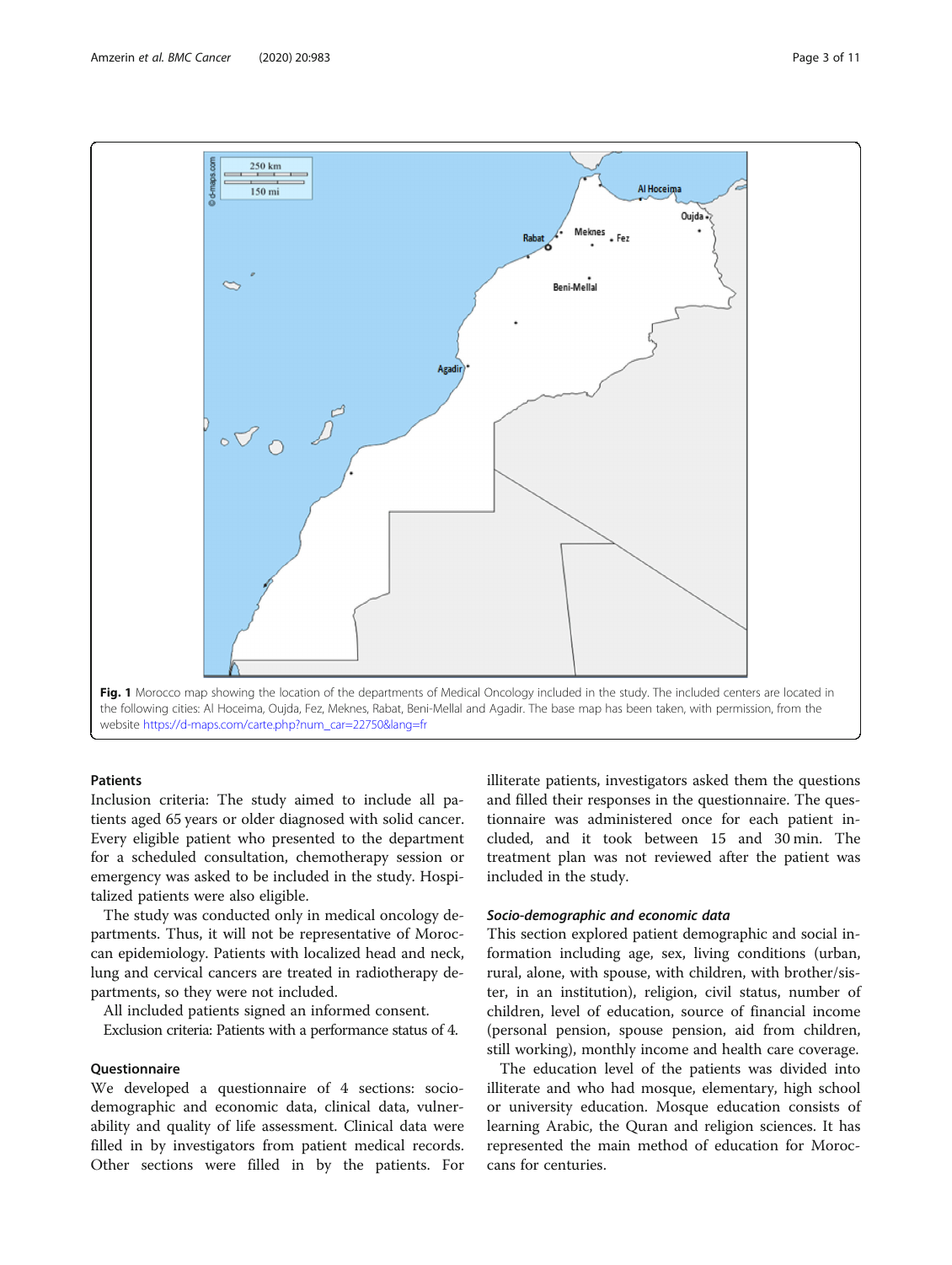Fig. 1 Morocco map showing the location of the departments of Medical Oncology included in the study. The included centers are located in the following cities: Al Hoceima, Oujda, Fez, Meknes, Rabat, Beni-Mellal and Agadir. The base map has been taken, with permission, from the website https://d-maps.com/carte.php?num_car=22750&lang=fr

### Patients

Inclusion criteria: The study aimed to include all patients aged 65 years or older diagnosed with solid cancer. Every eligible patient who presented to the department for a scheduled consultation, chemotherapy session or emergency was asked to be included in the study. Hospitalized patients were also eligible.

The study was conducted only in medical oncology departments. Thus, it will not be representative of Moroccan epidemiology. Patients with localized head and neck, lung and cervical cancers are treated in radiotherapy departments, so they were not included.

All included patients signed an informed consent.

Exclusion criteria: Patients with a performance status of 4.

### Questionnaire

We developed a questionnaire of 4 sections: socio-demographic and economic data, clinical data, vulnerability and quality of life assessment. Clinical data were filled in by investigators from patient medical records. Other sections were filled in by the patients. For illiterate patients, investigators asked them the questions and filled their responses in the questionnaire. The questionnaire was administered once for each patient included, and it took between 15 and 30 min. The treatment plan was not reviewed after the patient was included in the study.

#### *Socio-demographic and economic data*

This section explored patient demographic and social information including age, sex, living conditions (urban, rural, alone, with spouse, with children, with brother/sister, in an institution), religion, civil status, number of children, level of education, source of financial income (personal pension, spouse pension, aid from children, still working), monthly income and health care coverage.

The education level of the patients was divided into illiterate and who had mosque, elementary, high school or university education. Mosque education consists of learning Arabic, the Quran and religion sciences. It has represented the main method of education for Moroccans for centuries.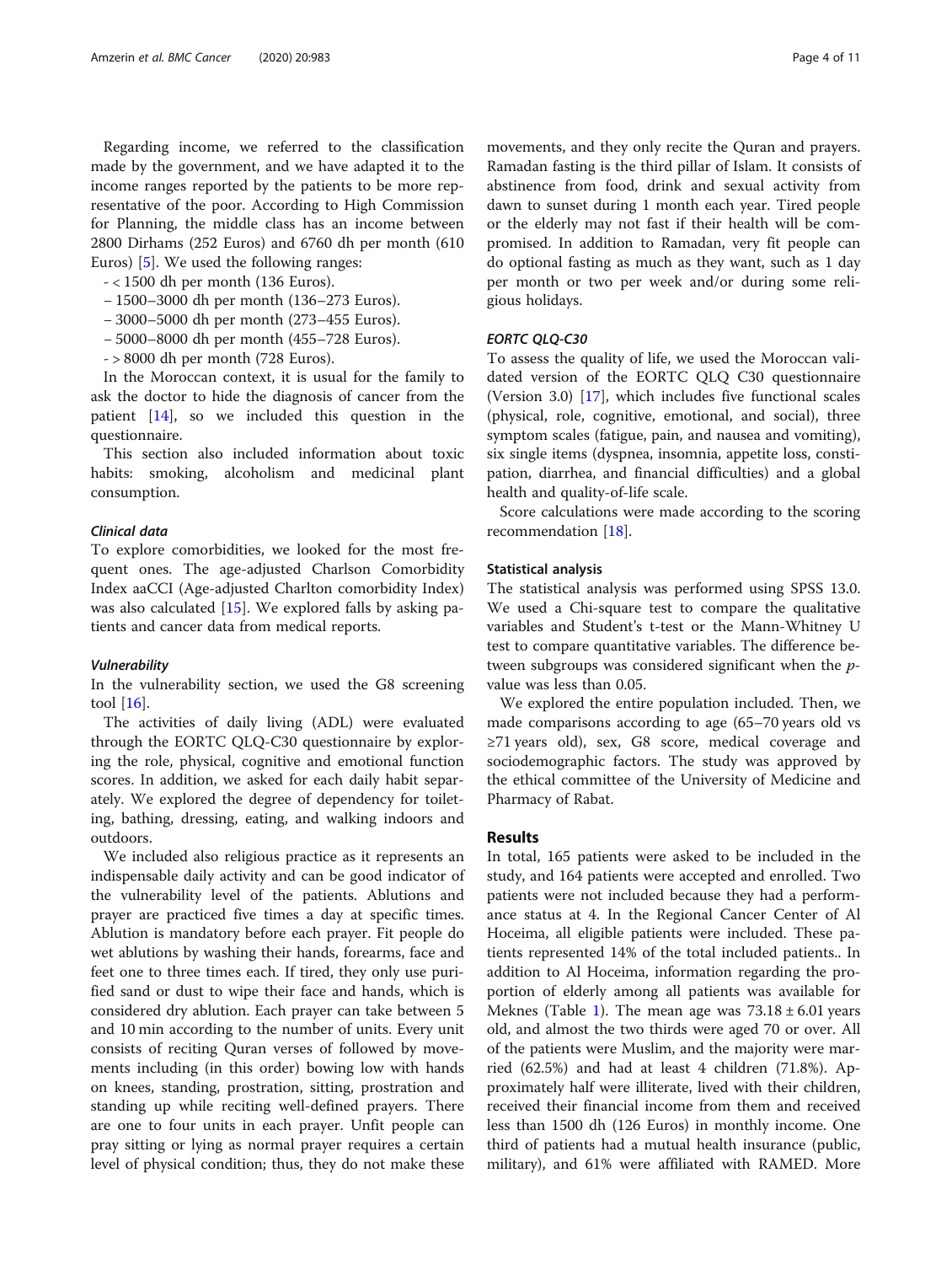Regarding income, we referred to the classification made by the government, and we have adapted it to the income ranges reported by the patients to be more representative of the poor. According to High Commission for Planning, the middle class has an income between 2800 Dirhams (252 Euros) and 6760 dh per month (610 Euros) [5]. We used the following ranges:

- < 1500 dh per month (136 Euros).
- 1500–3000 dh per month (136–273 Euros).
- 3000–5000 dh per month (273–455 Euros).
- 5000–8000 dh per month (455–728 Euros).
- > 8000 dh per month (728 Euros).

In the Moroccan context, it is usual for the family to ask the doctor to hide the diagnosis of cancer from the patient [14], so we included this question in the questionnaire.

This section also included information about toxic habits: smoking, alcoholism and medicinal plant consumption.

#### Clinical data

To explore comorbidities, we looked for the most frequent ones. The age-adjusted Charlson Comorbidity Index aaCCI (Age-adjusted Charlton comorbidity Index) was also calculated [15]. We explored falls by asking patients and cancer data from medical reports.

#### Vulnerability

In the vulnerability section, we used the G8 screening tool [16].

The activities of daily living (ADL) were evaluated through the EORTC QLQ-C30 questionnaire by exploring the role, physical, cognitive and emotional function scores. In addition, we asked for each daily habit separately. We explored the degree of dependency for toileting, bathing, dressing, eating, and walking indoors and outdoors.

We included also religious practice as it represents an indispensable daily activity and can be good indicator of the vulnerability level of the patients. Ablutions and prayer are practiced five times a day at specific times. Ablution is mandatory before each prayer. Fit people do wet ablutions by washing their hands, forearms, face and feet one to three times each. If tired, they only use purified sand or dust to wipe their face and hands, which is considered dry ablution. Each prayer can take between 5 and 10 min according to the number of units. Every unit consists of reciting Quran verses of followed by movements including (in this order) bowing low with hands on knees, standing, prostration, sitting, prostration and standing up while reciting well-defined prayers. There are one to four units in each prayer. Unfit people can pray sitting or lying as normal prayer requires a certain level of physical condition; thus, they do not make these movements, and they only recite the Quran and prayers. Ramadan fasting is the third pillar of Islam. It consists of abstinence from food, drink and sexual activity from dawn to sunset during 1 month each year. Tired people or the elderly may not fast if their health will be compromised. In addition to Ramadan, very fit people can do optional fasting as much as they want, such as 1 day per month or two per week and/or during some religious holidays.

#### EORTC QLQ-C30

To assess the quality of life, we used the Moroccan validated version of the EORTC QLQ C30 questionnaire (Version 3.0) [17], which includes five functional scales (physical, role, cognitive, emotional, and social), three symptom scales (fatigue, pain, and nausea and vomiting), six single items (dyspnea, insomnia, appetite loss, constipation, diarrhea, and financial difficulties) and a global health and quality-of-life scale.

Score calculations were made according to the scoring recommendation [18].

### Statistical analysis

The statistical analysis was performed using SPSS 13.0. We used a Chi-square test to compare the qualitative variables and Student's t-test or the Mann-Whitney U test to compare quantitative variables. The difference between subgroups was considered significant when the *p*-value was less than 0.05.

We explored the entire population included. Then, we made comparisons according to age (65–70 years old vs ≥71 years old), sex, G8 score, medical coverage and sociodemographic factors. The study was approved by the ethical committee of the University of Medicine and Pharmacy of Rabat.

## Results

In total, 165 patients were asked to be included in the study, and 164 patients were accepted and enrolled. Two patients were not included because they had a performance status at 4. In the Regional Cancer Center of Al Hoceima, all eligible patients were included. These patients represented 14% of the total included patients.. In addition to Al Hoceima, information regarding the proportion of elderly among all patients was available for Meknes (Table 1). The mean age was 73.18 ± 6.01 years old, and almost the two thirds were aged 70 or over. All of the patients were Muslim, and the majority were married (62.5%) and had at least 4 children (71.8%). Approximately half were illiterate, lived with their children, received their financial income from them and received less than 1500 dh (126 Euros) in monthly income. One third of patients had a mutual health insurance (public, military), and 61% were affiliated with RAMED. More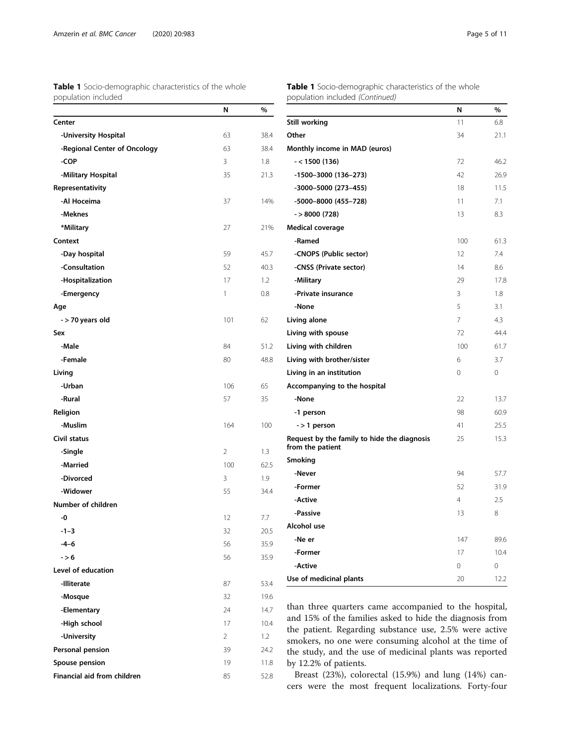**Table 1** Socio-demographic characteristics of the whole population included

| | N | % |
|---|---|---|
| **Center** | | |
| -University Hospital | 63 | 38.4 |
| -Regional Center of Oncology | 63 | 38.4 |
| -COP | 3 | 1.8 |
| -Military Hospital | 35 | 21.3 |
| **Representativity** | | |
| -Al Hoceima | 37 | 14% |
| -Meknes | | |
| *Military | 27 | 21% |
| **Context** | | |
| -Day hospital | 59 | 45.7 |
| -Consultation | 52 | 40.3 |
| -Hospitalization | 17 | 1.2 |
| -Emergency | 1 | 0.8 |
| **Age** | | |
| - > 70 years old | 101 | 62 |
| **Sex** | | |
| -Male | 84 | 51.2 |
| -Female | 80 | 48.8 |
| **Living** | | |
| -Urban | 106 | 65 |
| -Rural | 57 | 35 |
| **Religion** | | |
| -Muslim | 164 | 100 |
| **Civil status** | | |
| -Single | 2 | 1.3 |
| -Married | 100 | 62.5 |
| -Divorced | 3 | 1.9 |
| -Widower | 55 | 34.4 |
| **Number of children** | | |
| -0 | 12 | 7.7 |
| -1–3 | 32 | 20.5 |
| -4–6 | 56 | 35.9 |
| - > 6 | 56 | 35.9 |
| **Level of education** | | |
| -Illiterate | 87 | 53.4 |
| -Mosque | 32 | 19.6 |
| -Elementary | 24 | 14.7 |
| -High school | 17 | 10.4 |
| -University | 2 | 1.2 |
| **Personal pension** | 39 | 24.2 |
| **Spouse pension** | 19 | 11.8 |
| **Financial aid from children** | 85 | 52.8 |
| **Still working** | 11 | 6.8 |
| **Other** | 34 | 21.1 |
| **Monthly income in MAD (euros)** | | |
| - < 1500 (136) | 72 | 46.2 |
| -1500–3000 (136–273) | 42 | 26.9 |
| -3000–5000 (273–455) | 18 | 11.5 |
| -5000–8000 (455–728) | 11 | 7.1 |
| - > 8000 (728) | 13 | 8.3 |
| **Medical coverage** | | |
| -Ramed | 100 | 61.3 |
| -CNOPS (Public sector) | 12 | 7.4 |
| -CNSS (Private sector) | 14 | 8.6 |
| -Military | 29 | 17.8 |
| -Private insurance | 3 | 1.8 |
| -None | 5 | 3.1 |
| **Living alone** | 7 | 4.3 |
| **Living with spouse** | 72 | 44.4 |
| **Living with children** | 100 | 61.7 |
| **Living with brother/sister** | 6 | 3.7 |
| **Living in an institution** | 0 | 0 |
| **Accompanying to the hospital** | | |
| -None | 22 | 13.7 |
| -1 person | 98 | 60.9 |
| - > 1 person | 41 | 25.5 |
| **Request by the family to hide the diagnosis from the patient** | 25 | 15.3 |
| **Smoking** | | |
| -Never | 94 | 57.7 |
| -Former | 52 | 31.9 |
| -Active | 4 | 2.5 |
| -Passive | 13 | 8 |
| **Alcohol use** | | |
| -Ne er | 147 | 89.6 |
| -Former | 17 | 10.4 |
| -Active | 0 | 0 |
| **Use of medicinal plants** | 20 | 12.2 |

than three quarters came accompanied to the hospital, and 15% of the families asked to hide the diagnosis from the patient. Regarding substance use, 2.5% were active smokers, no one were consuming alcohol at the time of the study, and the use of medicinal plants was reported by 12.2% of patients.

Breast (23%), colorectal (15.9%) and lung (14%) cancers were the most frequent localizations. Forty-four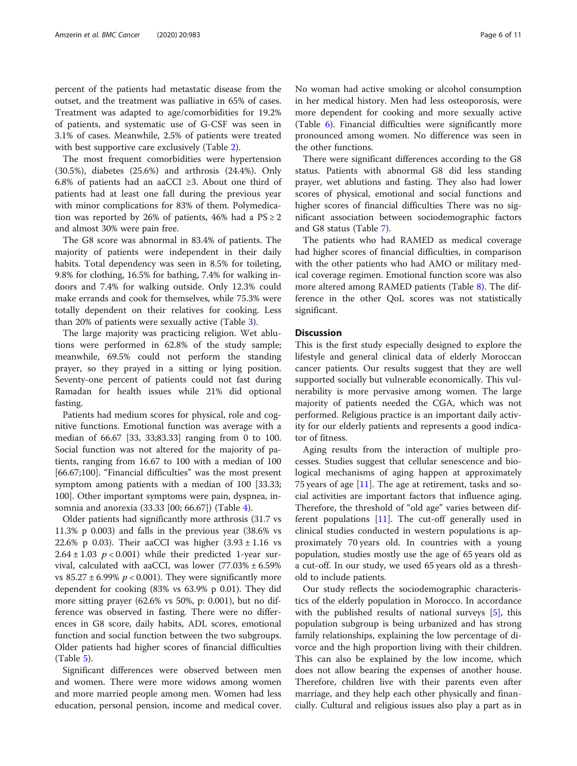percent of the patients had metastatic disease from the outset, and the treatment was palliative in 65% of cases. Treatment was adapted to age/comorbidities for 19.2% of patients, and systematic use of G-CSF was seen in 3.1% of cases. Meanwhile, 2.5% of patients were treated with best supportive care exclusively (Table 2).

The most frequent comorbidities were hypertension (30.5%), diabetes (25.6%) and arthrosis (24.4%). Only 6.8% of patients had an aaCCI ≥3. About one third of patients had at least one fall during the previous year with minor complications for 83% of them. Polymedication was reported by 26% of patients, 46% had a PS ≥ 2 and almost 30% were pain free.

The G8 score was abnormal in 83.4% of patients. The majority of patients were independent in their daily habits. Total dependency was seen in 8.5% for toileting, 9.8% for clothing, 16.5% for bathing, 7.4% for walking indoors and 7.4% for walking outside. Only 12.3% could make errands and cook for themselves, while 75.3% were totally dependent on their relatives for cooking. Less than 20% of patients were sexually active (Table 3).

The large majority was practicing religion. Wet ablutions were performed in 62.8% of the study sample; meanwhile, 69.5% could not perform the standing prayer, so they prayed in a sitting or lying position. Seventy-one percent of patients could not fast during Ramadan for health issues while 21% did optional fasting.

Patients had medium scores for physical, role and cognitive functions. Emotional function was average with a median of 66.67 [33, 33;83.33] ranging from 0 to 100. Social function was not altered for the majority of patients, ranging from 16.67 to 100 with a median of 100 [66.67;100]. "Financial difficulties" was the most present symptom among patients with a median of 100 [33.33; 100]. Other important symptoms were pain, dyspnea, insomnia and anorexia (33.33 [00; 66.67]) (Table 4).

Older patients had significantly more arthrosis (31.7 vs 11.3% p 0.003) and falls in the previous year (38.6% vs 22.6% p 0.03). Their aaCCI was higher (3.93 ± 1.16 vs 2.64 ± 1.03 $p < 0.001$) while their predicted 1-year survival, calculated with aaCCI, was lower (77.03% ± 6.59% vs 85.27 ± 6.99% $p < 0.001$). They were significantly more dependent for cooking (83% vs 63.9% p 0.01). They did more sitting prayer (62.6% vs 50%, p: 0.001), but no difference was observed in fasting. There were no differences in G8 score, daily habits, ADL scores, emotional function and social function between the two subgroups. Older patients had higher scores of financial difficulties (Table 5).

Significant differences were observed between men and women. There were more widows among women and more married people among men. Women had less education, personal pension, income and medical cover. No woman had active smoking or alcohol consumption in her medical history. Men had less osteoporosis, were more dependent for cooking and more sexually active (Table 6). Financial difficulties were significantly more pronounced among women. No difference was seen in the other functions.

There were significant differences according to the G8 status. Patients with abnormal G8 did less standing prayer, wet ablutions and fasting. They also had lower scores of physical, emotional and social functions and higher scores of financial difficulties There was no significant association between sociodemographic factors and G8 status (Table 7).

The patients who had RAMED as medical coverage had higher scores of financial difficulties, in comparison with the other patients who had AMO or military medical coverage regimen. Emotional function score was also more altered among RAMED patients (Table 8). The difference in the other QoL scores was not statistically significant.

## Discussion

This is the first study especially designed to explore the lifestyle and general clinical data of elderly Moroccan cancer patients. Our results suggest that they are well supported socially but vulnerable economically. This vulnerability is more pervasive among women. The large majority of patients needed the CGA, which was not performed. Religious practice is an important daily activity for our elderly patients and represents a good indicator of fitness.

Aging results from the interaction of multiple processes. Studies suggest that cellular senescence and biological mechanisms of aging happen at approximately 75 years of age [11]. The age at retirement, tasks and social activities are important factors that influence aging. Therefore, the threshold of "old age" varies between different populations [11]. The cut-off generally used in clinical studies conducted in western populations is approximately 70 years old. In countries with a young population, studies mostly use the age of 65 years old as a cut-off. In our study, we used 65 years old as a threshold to include patients.

Our study reflects the sociodemographic characteristics of the elderly population in Morocco. In accordance with the published results of national surveys [5], this population subgroup is being urbanized and has strong family relationships, explaining the low percentage of divorce and the high proportion living with their children. This can also be explained by the low income, which does not allow bearing the expenses of another house. Therefore, children live with their parents even after marriage, and they help each other physically and financially. Cultural and religious issues also play a part as in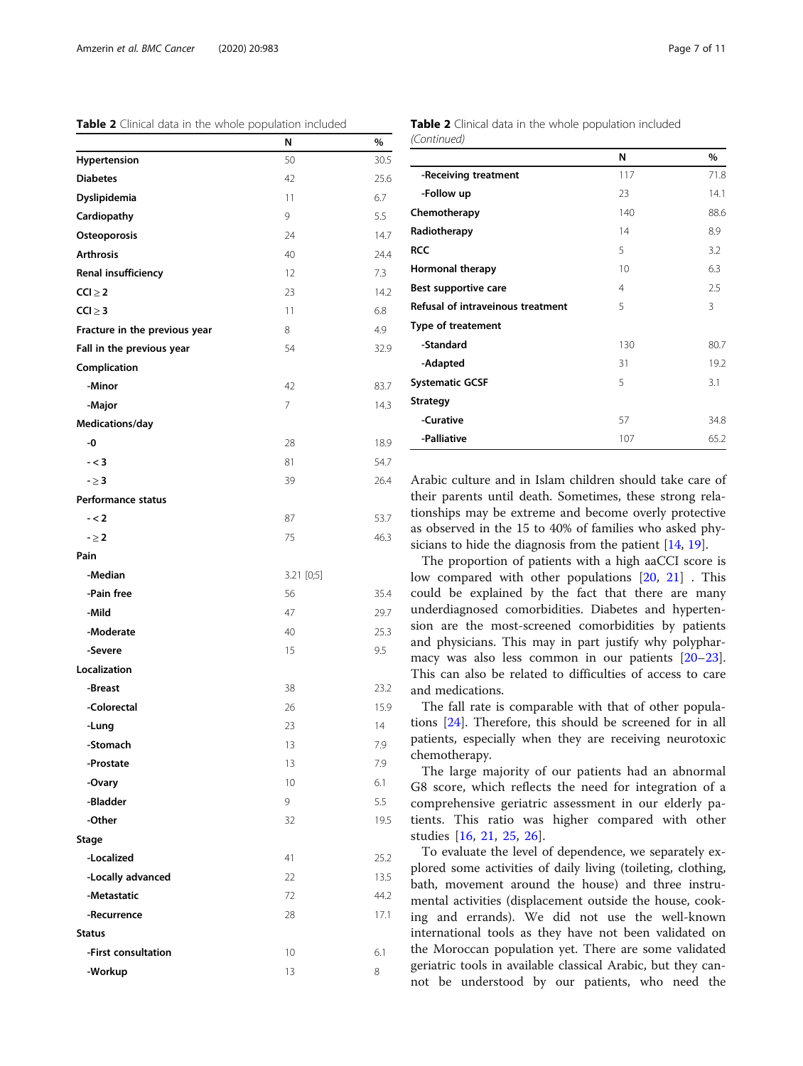**Table 2** Clinical data in the whole population included

|  | N | % |
|---|---|---|
| **Hypertension** | 50 | 30.5 |
| **Diabetes** | 42 | 25.6 |
| **Dyslipidemia** | 11 | 6.7 |
| **Cardiopathy** | 9 | 5.5 |
| **Osteoporosis** | 24 | 14.7 |
| **Arthrosis** | 40 | 24.4 |
| **Renal insufficiency** | 12 | 7.3 |
| **CCI ≥ 2** | 23 | 14.2 |
| **CCI ≥ 3** | 11 | 6.8 |
| **Fracture in the previous year** | 8 | 4.9 |
| **Fall in the previous year** | 54 | 32.9 |
| **Complication** |  |  |
| **-Minor** | 42 | 83.7 |
| **-Major** | 7 | 14.3 |
| **Medications/day** |  |  |
| **-0** | 28 | 18.9 |
| **- < 3** | 81 | 54.7 |
| **- ≥ 3** | 39 | 26.4 |
| **Performance status** |  |  |
| **- < 2** | 87 | 53.7 |
| **- ≥ 2** | 75 | 46.3 |
| **Pain** |  |  |
| **-Median** | 3.21 [0;5] |  |
| **-Pain free** | 56 | 35.4 |
| **-Mild** | 47 | 29.7 |
| **-Moderate** | 40 | 25.3 |
| **-Severe** | 15 | 9.5 |
| **Localization** |  |  |
| **-Breast** | 38 | 23.2 |
| **-Colorectal** | 26 | 15.9 |
| **-Lung** | 23 | 14 |
| **-Stomach** | 13 | 7.9 |
| **-Prostate** | 13 | 7.9 |
| **-Ovary** | 10 | 6.1 |
| **-Bladder** | 9 | 5.5 |
| **-Other** | 32 | 19.5 |
| **Stage** |  |  |
| **-Localized** | 41 | 25.2 |
| **-Locally advanced** | 22 | 13.5 |
| **-Metastatic** | 72 | 44.2 |
| **-Recurrence** | 28 | 17.1 |
| **Status** |  |  |
| **-First consultation** | 10 | 6.1 |
| **-Workup** | 13 | 8 |
| **-Receiving treatment** | 117 | 71.8 |
| **-Follow up** | 23 | 14.1 |
| **Chemotherapy** | 140 | 88.6 |
| **Radiotherapy** | 14 | 8.9 |
| **RCC** | 5 | 3.2 |
| **Hormonal therapy** | 10 | 6.3 |
| **Best supportive care** | 4 | 2.5 |
| **Refusal of intraveinous treatment** | 5 | 3 |
| **Type of treatement** |  |  |
| **-Standard** | 130 | 80.7 |
| **-Adapted** | 31 | 19.2 |
| **Systematic GCSF** | 5 | 3.1 |
| **Strategy** |  |  |
| **-Curative** | 57 | 34.8 |
| **-Palliative** | 107 | 65.2 |

Arabic culture and in Islam children should take care of their parents until death. Sometimes, these strong relationships may be extreme and become overly protective as observed in the 15 to 40% of families who asked physicians to hide the diagnosis from the patient [14, 19].

The proportion of patients with a high aaCCI score is low compared with other populations [20, 21] . This could be explained by the fact that there are many underdiagnosed comorbidities. Diabetes and hypertension are the most-screened comorbidities by patients and physicians. This may in part justify why polypharmacy was also less common in our patients [20–23]. This can also be related to difficulties of access to care and medications.

The fall rate is comparable with that of other populations [24]. Therefore, this should be screened for in all patients, especially when they are receiving neurotoxic chemotherapy.

The large majority of our patients had an abnormal G8 score, which reflects the need for integration of a comprehensive geriatric assessment in our elderly patients. This ratio was higher compared with other studies [16, 21, 25, 26].

To evaluate the level of dependence, we separately explored some activities of daily living (toileting, clothing, bath, movement around the house) and three instrumental activities (displacement outside the house, cooking and errands). We did not use the well-known international tools as they have not been validated on the Moroccan population yet. There are some validated geriatric tools in available classical Arabic, but they cannot be understood by our patients, who need the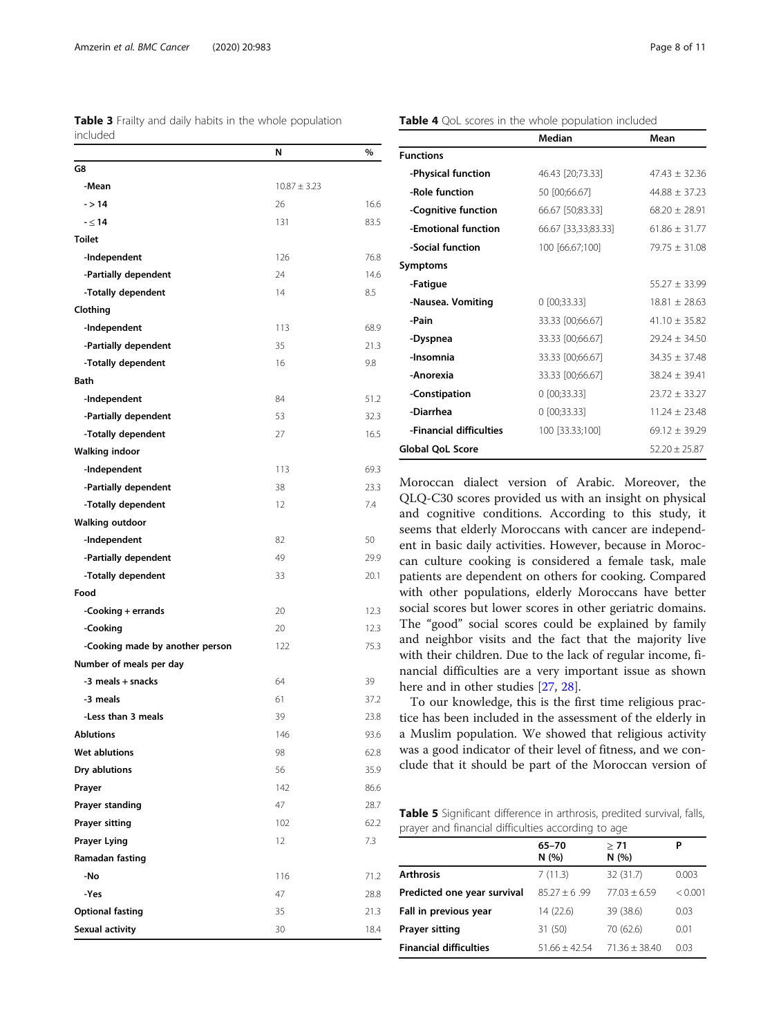**Table 3** Frailty and daily habits in the whole population included

|  | N | % |
|---|---|---|
| **G8** |  |  |
| -Mean | 10.87 ± 3.23 |  |
| - > 14 | 26 | 16.6 |
| - ≤ 14 | 131 | 83.5 |
| **Toilet** |  |  |
| -Independent | 126 | 76.8 |
| -Partially dependent | 24 | 14.6 |
| -Totally dependent | 14 | 8.5 |
| **Clothing** |  |  |
| -Independent | 113 | 68.9 |
| -Partially dependent | 35 | 21.3 |
| -Totally dependent | 16 | 9.8 |
| **Bath** |  |  |
| -Independent | 84 | 51.2 |
| -Partially dependent | 53 | 32.3 |
| -Totally dependent | 27 | 16.5 |
| **Walking indoor** |  |  |
| -Independent | 113 | 69.3 |
| -Partially dependent | 38 | 23.3 |
| -Totally dependent | 12 | 7.4 |
| **Walking outdoor** |  |  |
| -Independent | 82 | 50 |
| -Partially dependent | 49 | 29.9 |
| -Totally dependent | 33 | 20.1 |
| **Food** |  |  |
| -Cooking + errands | 20 | 12.3 |
| -Cooking | 20 | 12.3 |
| -Cooking made by another person | 122 | 75.3 |
| **Number of meals per day** |  |  |
| -3 meals + snacks | 64 | 39 |
| -3 meals | 61 | 37.2 |
| -Less than 3 meals | 39 | 23.8 |
| **Ablutions** | 146 | 93.6 |
| **Wet ablutions** | 98 | 62.8 |
| **Dry ablutions** | 56 | 35.9 |
| **Prayer** | 142 | 86.6 |
| **Prayer standing** | 47 | 28.7 |
| **Prayer sitting** | 102 | 62.2 |
| **Prayer Lying** | 12 | 7.3 |
| **Ramadan fasting** |  |  |
| -No | 116 | 71.2 |
| -Yes | 47 | 28.8 |
| **Optional fasting** | 35 | 21.3 |
| **Sexual activity** | 30 | 18.4 |

**Table 4** QoL scores in the whole population included

|  | Median | Mean |
|---|---|---|
| **Functions** |  |  |
| -Physical function | 46.43 [20;73.33] | 47.43 ± 32.36 |
| -Role function | 50 [00;66.67] | 44.88 ± 37.23 |
| -Cognitive function | 66.67 [50;83.33] | 68.20 ± 28.91 |
| -Emotional function | 66.67 [33,33;83.33] | 61.86 ± 31.77 |
| -Social function | 100 [66.67;100] | 79.75 ± 31.08 |
| **Symptoms** |  |  |
| -Fatigue |  | 55.27 ± 33.99 |
| -Nausea. Vomiting | 0 [00;33.33] | 18.81 ± 28.63 |
| -Pain | 33.33 [00;66.67] | 41.10 ± 35.82 |
| -Dyspnea | 33.33 [00;66.67] | 29.24 ± 34.50 |
| -Insomnia | 33.33 [00;66.67] | 34.35 ± 37.48 |
| -Anorexia | 33.33 [00;66.67] | 38.24 ± 39.41 |
| -Constipation | 0 [00;33.33] | 23.72 ± 33.27 |
| -Diarrhea | 0 [00;33.33] | 11.24 ± 23.48 |
| -Financial difficulties | 100 [33.33;100] | 69.12 ± 39.29 |
| **Global QoL Score** |  | 52.20 ± 25.87 |

Moroccan dialect version of Arabic. Moreover, the QLQ-C30 scores provided us with an insight on physical and cognitive conditions. According to this study, it seems that elderly Moroccans with cancer are independent in basic daily activities. However, because in Moroccan culture cooking is considered a female task, male patients are dependent on others for cooking. Compared with other populations, elderly Moroccans have better social scores but lower scores in other geriatric domains. The "good" social scores could be explained by family and neighbor visits and the fact that the majority live with their children. Due to the lack of regular income, financial difficulties are a very important issue as shown here and in other studies [27, 28].

To our knowledge, this is the first time religious practice has been included in the assessment of the elderly in a Muslim population. We showed that religious activity was a good indicator of their level of fitness, and we conclude that it should be part of the Moroccan version of

**Table 5** Significant difference in arthrosis, predited survival, falls, prayer and financial difficulties according to age

|  | 65–70 N (%) | ≥ 71 N (%) | P |
|---|---|---|---|
| **Arthrosis** | 7 (11.3) | 32 (31.7) | 0.003 |
| **Predicted one year survival** | 85.27 ± 6 .99 | 77.03 ± 6.59 | < 0.001 |
| **Fall in previous year** | 14 (22.6) | 39 (38.6) | 0.03 |
| **Prayer sitting** | 31 (50) | 70 (62.6) | 0.01 |
| **Financial difficulties** | 51.66 ± 42.54 | 71.36 ± 38.40 | 0.03 |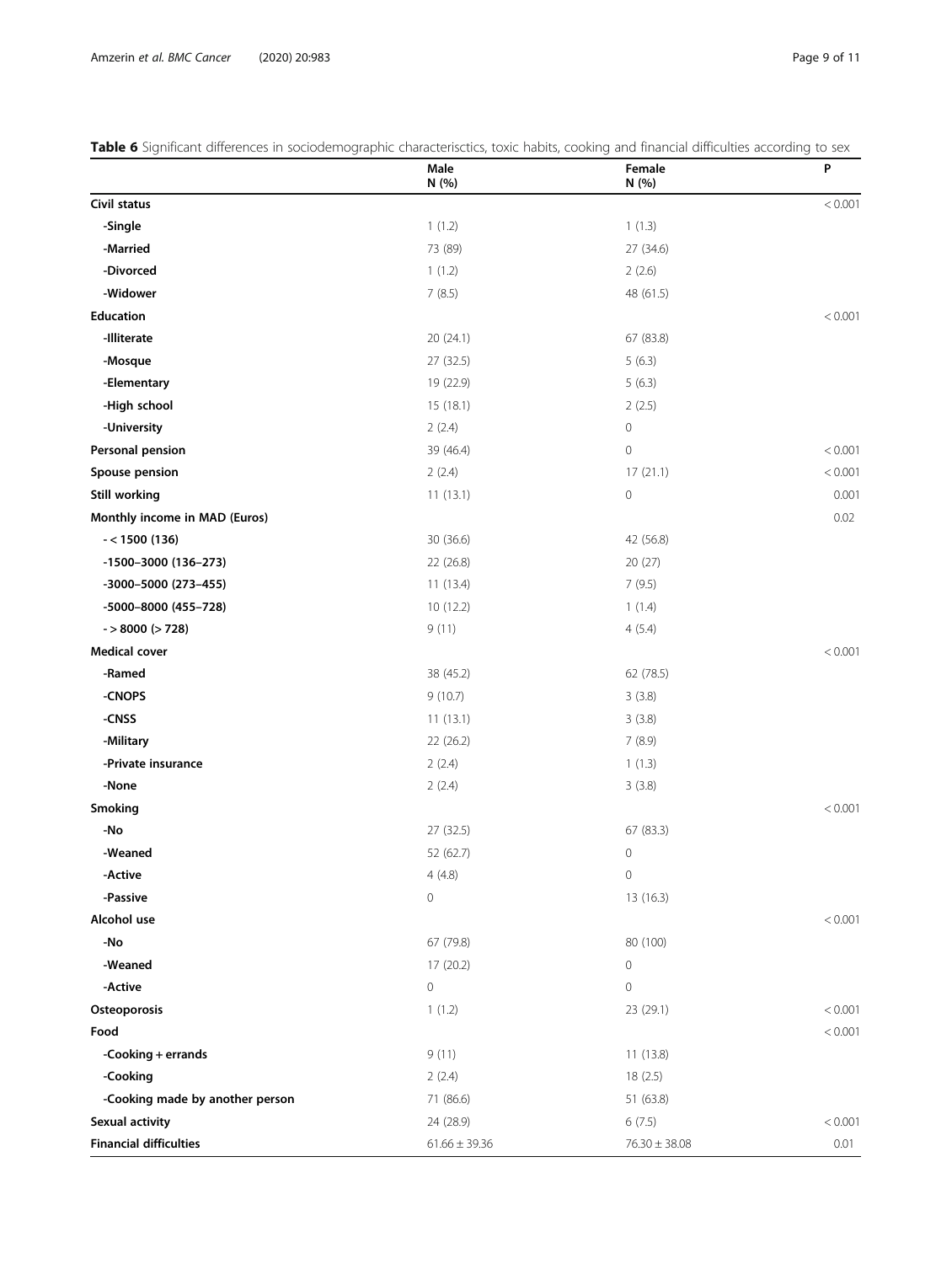**Table 6** Significant differences in sociodemographic characterisctics, toxic habits, cooking and financial difficulties according to sex

| | Male N (%) | Female N (%) | P |
|---|---|---|---|
| **Civil status** | | | < 0.001 |
| **-Single** | 1 (1.2) | 1 (1.3) | |
| **-Married** | 73 (89) | 27 (34.6) | |
| **-Divorced** | 1 (1.2) | 2 (2.6) | |
| **-Widower** | 7 (8.5) | 48 (61.5) | |
| **Education** | | | < 0.001 |
| **-Illiterate** | 20 (24.1) | 67 (83.8) | |
| **-Mosque** | 27 (32.5) | 5 (6.3) | |
| **-Elementary** | 19 (22.9) | 5 (6.3) | |
| **-High school** | 15 (18.1) | 2 (2.5) | |
| **-University** | 2 (2.4) | 0 | |
| **Personal pension** | 39 (46.4) | 0 | < 0.001 |
| **Spouse pension** | 2 (2.4) | 17 (21.1) | < 0.001 |
| **Still working** | 11 (13.1) | 0 | 0.001 |
| **Monthly income in MAD (Euros)** | | | 0.02 |
| **- < 1500 (136)** | 30 (36.6) | 42 (56.8) | |
| **-1500–3000 (136–273)** | 22 (26.8) | 20 (27) | |
| **-3000–5000 (273–455)** | 11 (13.4) | 7 (9.5) | |
| **-5000–8000 (455–728)** | 10 (12.2) | 1 (1.4) | |
| **- > 8000 (> 728)** | 9 (11) | 4 (5.4) | |
| **Medical cover** | | | < 0.001 |
| **-Ramed** | 38 (45.2) | 62 (78.5) | |
| **-CNOPS** | 9 (10.7) | 3 (3.8) | |
| **-CNSS** | 11 (13.1) | 3 (3.8) | |
| **-Military** | 22 (26.2) | 7 (8.9) | |
| **-Private insurance** | 2 (2.4) | 1 (1.3) | |
| **-None** | 2 (2.4) | 3 (3.8) | |
| **Smoking** | | | < 0.001 |
| **-No** | 27 (32.5) | 67 (83.3) | |
| **-Weaned** | 52 (62.7) | 0 | |
| **-Active** | 4 (4.8) | 0 | |
| **-Passive** | 0 | 13 (16.3) | |
| **Alcohol use** | | | < 0.001 |
| **-No** | 67 (79.8) | 80 (100) | |
| **-Weaned** | 17 (20.2) | 0 | |
| **-Active** | 0 | 0 | |
| **Osteoporosis** | 1 (1.2) | 23 (29.1) | < 0.001 |
| **Food** | | | < 0.001 |
| **-Cooking + errands** | 9 (11) | 11 (13.8) | |
| **-Cooking** | 2 (2.4) | 18 (2.5) | |
| **-Cooking made by another person** | 71 (86.6) | 51 (63.8) | |
| **Sexual activity** | 24 (28.9) | 6 (7.5) | < 0.001 |
| **Financial difficulties** | 61.66 ± 39.36 | 76.30 ± 38.08 | 0.01 |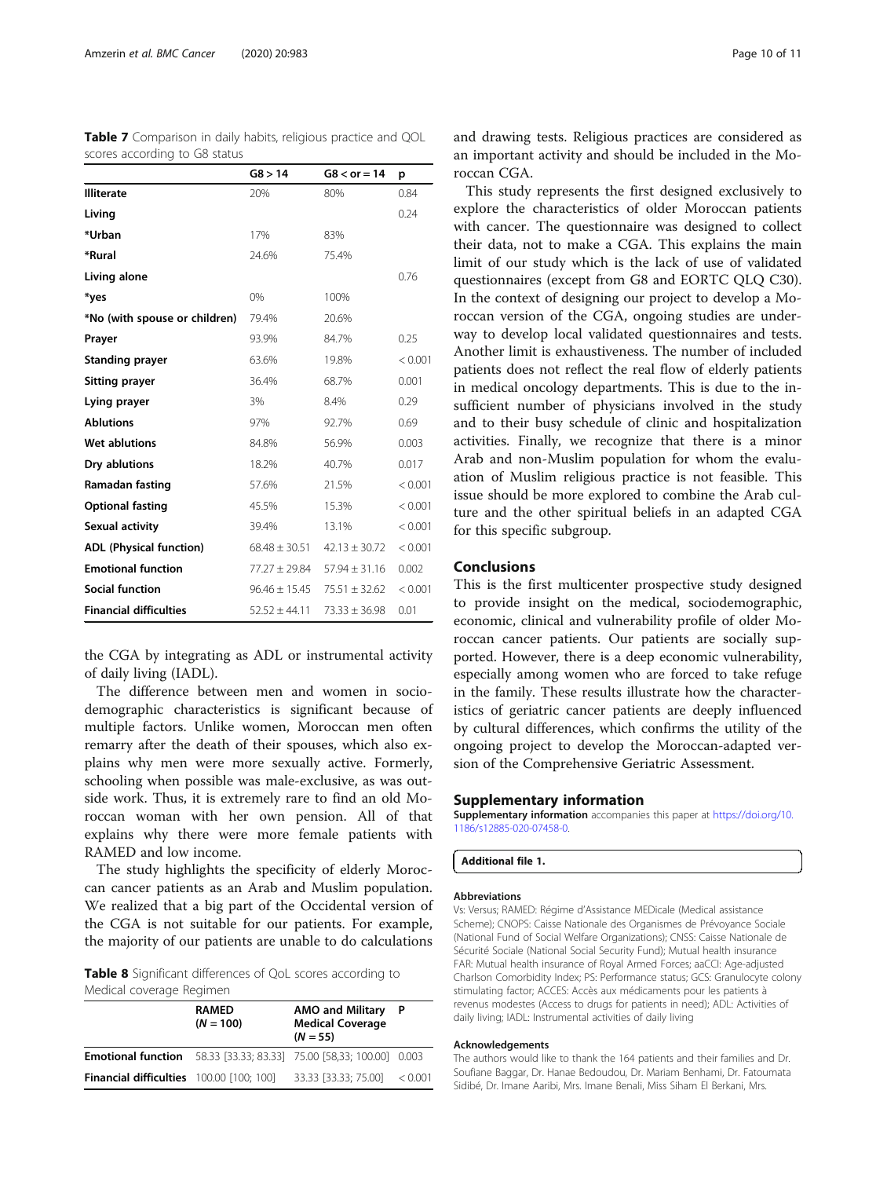**Table 7** Comparison in daily habits, religious practice and QOL scores according to G8 status

| | G8 > 14 | G8 < or = 14 | p |
|---|---|---|---|
| **Illiterate** | 20% | 80% | 0.84 |
| **Living** | | | 0.24 |
| *Urban | 17% | 83% | |
| *Rural | 24.6% | 75.4% | |
| **Living alone** | | | 0.76 |
| *yes | 0% | 100% | |
| *No (with spouse or children) | 79.4% | 20.6% | |
| **Prayer** | 93.9% | 84.7% | 0.25 |
| **Standing prayer** | 63.6% | 19.8% | < 0.001 |
| **Sitting prayer** | 36.4% | 68.7% | 0.001 |
| **Lying prayer** | 3% | 8.4% | 0.29 |
| **Ablutions** | 97% | 92.7% | 0.69 |
| **Wet ablutions** | 84.8% | 56.9% | 0.003 |
| **Dry ablutions** | 18.2% | 40.7% | 0.017 |
| **Ramadan fasting** | 57.6% | 21.5% | < 0.001 |
| **Optional fasting** | 45.5% | 15.3% | < 0.001 |
| **Sexual activity** | 39.4% | 13.1% | < 0.001 |
| **ADL (Physical function)** | 68.48 ± 30.51 | 42.13 ± 30.72 | < 0.001 |
| **Emotional function** | 77.27 ± 29.84 | 57.94 ± 31.16 | 0.002 |
| **Social function** | 96.46 ± 15.45 | 75.51 ± 32.62 | < 0.001 |
| **Financial difficulties** | 52.52 ± 44.11 | 73.33 ± 36.98 | 0.01 |

the CGA by integrating as ADL or instrumental activity of daily living (IADL).

The difference between men and women in sociodemographic characteristics is significant because of multiple factors. Unlike women, Moroccan men often remarry after the death of their spouses, which also explains why men were more sexually active. Formerly, schooling when possible was male-exclusive, as was outside work. Thus, it is extremely rare to find an old Moroccan woman with her own pension. All of that explains why there were more female patients with RAMED and low income.

The study highlights the specificity of elderly Moroccan cancer patients as an Arab and Muslim population. We realized that a big part of the Occidental version of the CGA is not suitable for our patients. For example, the majority of our patients are unable to do calculations

**Table 8** Significant differences of QoL scores according to Medical coverage Regimen

| | RAMED ($N = 100$) | AMO and Military Medical Coverage ($N = 55$) | P |
|---|---|---|---|
| **Emotional function** | 58.33 [33.33; 83.33] | 75.00 [58,33; 100.00] | 0.003 |
| **Financial difficulties** | 100.00 [100; 100] | 33.33 [33.33; 75.00] | < 0.001 |

and drawing tests. Religious practices are considered as an important activity and should be included in the Moroccan CGA.

This study represents the first designed exclusively to explore the characteristics of older Moroccan patients with cancer. The questionnaire was designed to collect their data, not to make a CGA. This explains the main limit of our study which is the lack of use of validated questionnaires (except from G8 and EORTC QLQ C30). In the context of designing our project to develop a Moroccan version of the CGA, ongoing studies are underway to develop local validated questionnaires and tests. Another limit is exhaustiveness. The number of included patients does not reflect the real flow of elderly patients in medical oncology departments. This is due to the insufficient number of physicians involved in the study and to their busy schedule of clinic and hospitalization activities. Finally, we recognize that there is a minor Arab and non-Muslim population for whom the evaluation of Muslim religious practice is not feasible. This issue should be more explored to combine the Arab culture and the other spiritual beliefs in an adapted CGA for this specific subgroup.

## Conclusions

This is the first multicenter prospective study designed to provide insight on the medical, sociodemographic, economic, clinical and vulnerability profile of older Moroccan cancer patients. Our patients are socially supported. However, there is a deep economic vulnerability, especially among women who are forced to take refuge in the family. These results illustrate how the characteristics of geriatric cancer patients are deeply influenced by cultural differences, which confirms the utility of the ongoing project to develop the Moroccan-adapted version of the Comprehensive Geriatric Assessment.

## Supplementary information

**Supplementary information** accompanies this paper at https://doi.org/10.1186/s12885-020-07458-0.

**Additional file 1.**

### Abbreviations

Vs: Versus; RAMED: Régime d'Assistance MEDicale (Medical assistance Scheme); CNOPS: Caisse Nationale des Organismes de Prévoyance Sociale (National Fund of Social Welfare Organizations); CNSS: Caisse Nationale de Sécurité Sociale (National Social Security Fund); Mutual health insurance FAR: Mutual health insurance of Royal Armed Forces; aaCCI: Age-adjusted Charlson Comorbidity Index; PS: Performance status; GCS: Granulocyte colony stimulating factor; ACCES: Accès aux médicaments pour les patients à revenus modestes (Access to drugs for patients in need); ADL: Activities of daily living; IADL: Instrumental activities of daily living

### Acknowledgements

The authors would like to thank the 164 patients and their families and Dr. Soufiane Baggar, Dr. Hanae Bedoudou, Dr. Mariam Benhami, Dr. Fatoumata Sidibé, Dr. Imane Aaribi, Mrs. Imane Benali, Miss Siham El Berkani, Mrs.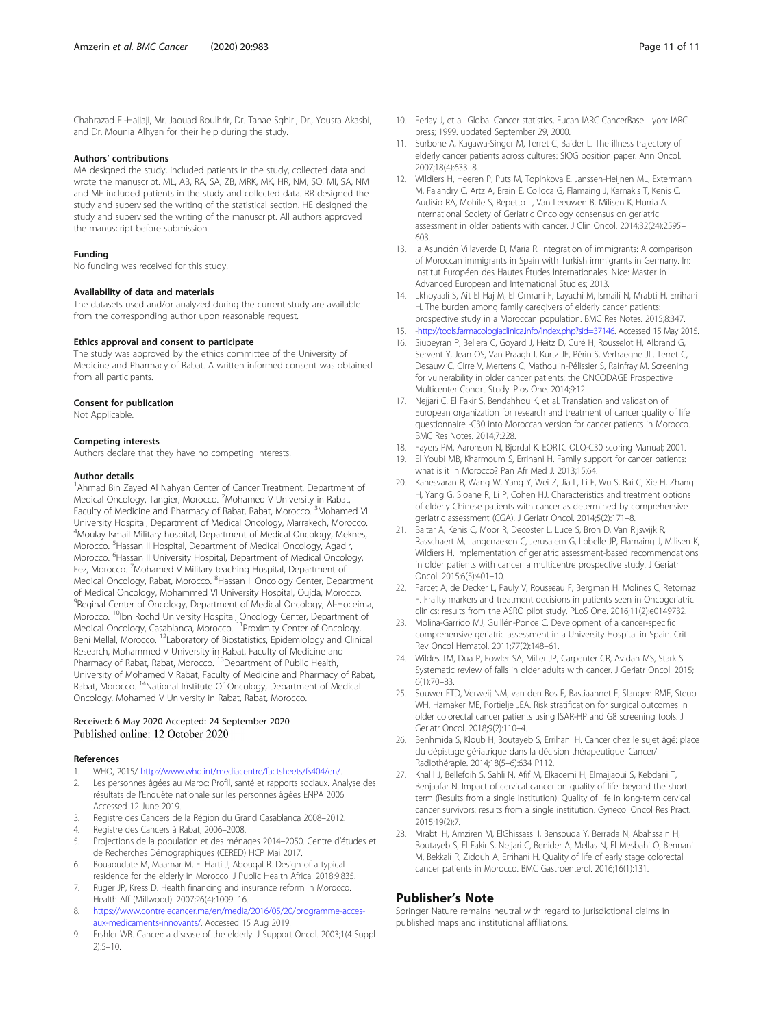Chahrazad El-Hajjaji, Mr. Jaouad Boulhrir, Dr. Tanae Sghiri, Dr., Yousra Akasbi, and Dr. Mounia Alhyan for their help during the study.

### Authors' contributions

MA designed the study, included patients in the study, collected data and wrote the manuscript. ML, AB, RA, SA, ZB, MRK, MK, HR, NM, SO, MI, SA, NM and MF included patients in the study and collected data. RR designed the study and supervised the writing of the statistical section. HE designed the study and supervised the writing of the manuscript. All authors approved the manuscript before submission.

### Funding

No funding was received for this study.

### Availability of data and materials

The datasets used and/or analyzed during the current study are available from the corresponding author upon reasonable request.

### Ethics approval and consent to participate

The study was approved by the ethics committee of the University of Medicine and Pharmacy of Rabat. A written informed consent was obtained from all participants.

### Consent for publication

Not Applicable.

### Competing interests

Authors declare that they have no competing interests.

### Author details

[1]Ahmad Bin Zayed Al Nahyan Center of Cancer Treatment, Department of Medical Oncology, Tangier, Morocco. [2]Mohamed V University in Rabat, Faculty of Medicine and Pharmacy of Rabat, Rabat, Morocco. [3]Mohamed VI University Hospital, Department of Medical Oncology, Marrakech, Morocco. [4]Moulay Ismail Military hospital, Department of Medical Oncology, Meknes, Morocco. [5]Hassan II Hospital, Department of Medical Oncology, Agadir, Morocco. [6]Hassan II University Hospital, Department of Medical Oncology, Fez, Morocco. [7]Mohamed V Military teaching Hospital, Department of Medical Oncology, Rabat, Morocco. [8]Hassan II Oncology Center, Department of Medical Oncology, Mohammed VI University Hospital, Oujda, Morocco. [9]Reginal Center of Oncology, Department of Medical Oncology, Al-Hoceima, Morocco. [10]Ibn Rochd University Hospital, Oncology Center, Department of Medical Oncology, Casablanca, Morocco. [11]Proximity Center of Oncology, Beni Mellal, Morocco. [12]Laboratory of Biostatistics, Epidemiology and Clinical Research, Mohammed V University in Rabat, Faculty of Medicine and Pharmacy of Rabat, Rabat, Morocco. [13]Department of Public Health, University of Mohamed V Rabat, Faculty of Medicine and Pharmacy of Rabat, Rabat, Morocco. [14]National Institute Of Oncology, Department of Medical Oncology, Mohamed V University in Rabat, Rabat, Morocco.

Received: 6 May 2020 Accepted: 24 September 2020
Published online: 12 October 2020

### References

1. WHO, 2015/ http://www.who.int/mediacentre/factsheets/fs404/en/.
2. Les personnes âgées au Maroc: Profil, santé et rapports sociaux. Analyse des résultats de l'Enquête nationale sur les personnes âgées ENPA 2006. Accessed 12 June 2019.
3. Registre des Cancers de la Région du Grand Casablanca 2008–2012.
4. Registre des Cancers à Rabat, 2006–2008.
5. Projections de la population et des ménages 2014–2050. Centre d'études et de Recherches Démographiques (CERED) HCP Mai 2017.
6. Bouaoudate M, Maamar M, El Harti J, Abouqal R. Design of a typical residence for the elderly in Morocco. J Public Health Africa. 2018;9:835.
7. Ruger JP, Kress D. Health financing and insurance reform in Morocco. Health Aff (Millwood). 2007;26(4):1009–16.
8. https://www.contrelecancer.ma/en/media/2016/05/20/programme-acces-aux-medicaments-innovants/. Accessed 15 Aug 2019.
9. Ershler WB. Cancer: a disease of the elderly. J Support Oncol. 2003;1(4 Suppl 2):5–10.
10. Ferlay J, et al. Global Cancer statistics, Eucan IARC CancerBase. Lyon: IARC press; 1999. updated September 29, 2000.
11. Surbone A, Kagawa-Singer M, Terret C, Baider L. The illness trajectory of elderly cancer patients across cultures: SIOG position paper. Ann Oncol. 2007;18(4):633–8.
12. Wildiers H, Heeren P, Puts M, Topinkova E, Janssen-Heijnen ML, Extermann M, Falandry C, Artz A, Brain E, Colloca G, Flamaing J, Karnakis T, Kenis C, Audisio RA, Mohile S, Repetto L, Van Leeuwen B, Milisen K, Hurria A. International Society of Geriatric Oncology consensus on geriatric assessment in older patients with cancer. J Clin Oncol. 2014;32(24):2595–603.
13. la Asunción Villaverde D, María R. Integration of immigrants: A comparison of Moroccan immigrants in Spain with Turkish immigrants in Germany. In: Institut Européen des Hautes Études Internationales. Nice: Master in Advanced European and International Studies; 2013.
14. Lkhoyaali S, Ait El Haj M, El Omrani F, Layachi M, Ismaili N, Mrabti H, Errihani H. The burden among family caregivers of elderly cancer patients: prospective study in a Moroccan population. BMC Res Notes. 2015;8:347.
15. -http://tools.farmacologiaclinica.info/index.php?sid=37146. Accessed 15 May 2015.
16. Siubeyran P, Bellera C, Goyard J, Heitz D, Curé H, Rousselot H, Albrand G, Servent Y, Jean OS, Van Praagh I, Kurtz JE, Périn S, Verhaeghe JL, Terret C, Desauw C, Girre V, Mertens C, Mathoulin-Pélissier S, Rainfray M. Screening for vulnerability in older cancer patients: the ONCODAGE Prospective Multicenter Cohort Study. Plos One. 2014;9:12.
17. Nejjari C, El Fakir S, Bendahhou K, et al. Translation and validation of European organization for research and treatment of cancer quality of life questionnaire -C30 into Moroccan version for cancer patients in Morocco. BMC Res Notes. 2014;7:228.
18. Fayers PM, Aaronson N, Bjordal K. EORTC QLQ-C30 scoring Manual; 2001.
19. El Youbi MB, Kharmoum S, Errihani H. Family support for cancer patients: what is it in Morocco? Pan Afr Med J. 2013;15:64.
20. Kanesvaran R, Wang W, Yang Y, Wei Z, Jia L, Li F, Wu S, Bai C, Xie H, Zhang H, Yang G, Sloane R, Li P, Cohen HJ. Characteristics and treatment options of elderly Chinese patients with cancer as determined by comprehensive geriatric assessment (CGA). J Geriatr Oncol. 2014;5(2):171–8.
21. Baitar A, Kenis C, Moor R, Decoster L, Luce S, Bron D, Van Rijswijk R, Rasschaert M, Langenaeken C, Jerusalem G, Lobelle JP, Flamaing J, Milisen K, Wildiers H. Implementation of geriatric assessment-based recommendations in older patients with cancer: a multicentre prospective study. J Geriatr Oncol. 2015;6(5):401–10.
22. Farcet A, de Decker L, Pauly V, Rousseau F, Bergman H, Molines C, Retornaz F. Frailty markers and treatment decisions in patients seen in Oncogeriatric clinics: results from the ASRO pilot study. PLoS One. 2016;11(2):e0149732.
23. Molina-Garrido MJ, Guillén-Ponce C. Development of a cancer-specific comprehensive geriatric assessment in a University Hospital in Spain. Crit Rev Oncol Hematol. 2011;77(2):148–61.
24. Wildes TM, Dua P, Fowler SA, Miller JP, Carpenter CR, Avidan MS, Stark S. Systematic review of falls in older adults with cancer. J Geriatr Oncol. 2015;6(1):70–83.
25. Souwer ETD, Verweij NM, van den Bos F, Bastiaannet E, Slangen RME, Steup WH, Hamaker ME, Portielje JEA. Risk stratification for surgical outcomes in older colorectal cancer patients using ISAR-HP and G8 screening tools. J Geriatr Oncol. 2018;9(2):110–4.
26. Benhmida S, Kloub H, Boutayeb S, Errihani H. Cancer chez le sujet âgé: place du dépistage gériatrique dans la décision thérapeutique. Cancer/Radiothérapie. 2014;18(5–6):634 P112.
27. Khalil J, Bellefqih S, Sahli N, Afif M, Elkacemi H, Elmajjaoui S, Kebdani T, Benjaafar N. Impact of cervical cancer on quality of life: beyond the short term (Results from a single institution): Quality of life in long-term cervical cancer survivors: results from a single institution. Gynecol Oncol Res Pract. 2015;19(2):7.
28. Mrabti H, Amziren M, ElGhissassi I, Bensouda Y, Berrada N, Abahssain H, Boutayeb S, El Fakir S, Nejjari C, Benider A, Mellas N, El Mesbahi O, Bennani M, Bekkali R, Zidouh A, Errihani H. Quality of life of early stage colorectal cancer patients in Morocco. BMC Gastroenterol. 2016;16(1):131.

## Publisher's Note

Springer Nature remains neutral with regard to jurisdictional claims in published maps and institutional affiliations.